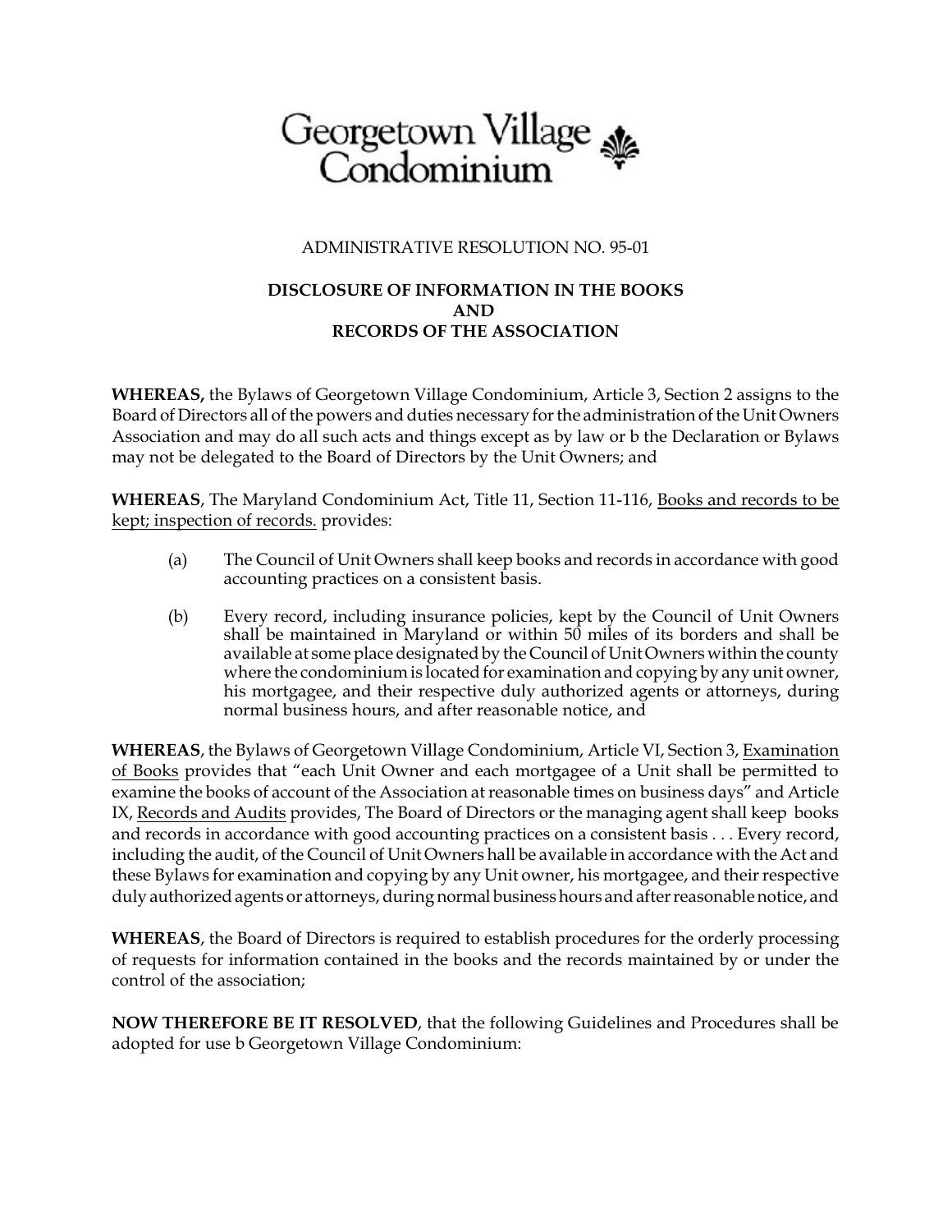# Georgetown Village Condominium

ADMINISTRATIVE RESOLUTION NO. 95-01

**DISCLOSURE OF INFORMATION IN THE BOOKS AND RECORDS OF THE ASSOCIATION**

**WHEREAS,** the Bylaws of Georgetown Village Condominium, Article 3, Section 2 assigns to the Board of Directors all of the powers and duties necessary for the administration of the Unit Owners Association and may do all such acts and things except as by law or b the Declaration or Bylaws may not be delegated to the Board of Directors by the Unit Owners; and

**WHEREAS**, The Maryland Condominium Act, Title 11, Section 11-116, Books and records to be kept; inspection of records. provides:

(a) The Council of Unit Owners shall keep books and records in accordance with good accounting practices on a consistent basis.

(b) Every record, including insurance policies, kept by the Council of Unit Owners shall be maintained in Maryland or within 50 miles of its borders and shall be available at some place designated by the Council of Unit Owners within the county where the condominium is located for examination and copying by any unit owner, his mortgagee, and their respective duly authorized agents or attorneys, during normal business hours, and after reasonable notice, and

**WHEREAS**, the Bylaws of Georgetown Village Condominium, Article VI, Section 3, Examination of Books provides that "each Unit Owner and each mortgagee of a Unit shall be permitted to examine the books of account of the Association at reasonable times on business days" and Article IX, Records and Audits provides, The Board of Directors or the managing agent shall keep books and records in accordance with good accounting practices on a consistent basis . . . Every record, including the audit, of the Council of Unit Owners hall be available in accordance with the Act and these Bylaws for examination and copying by any Unit owner, his mortgagee, and their respective duly authorized agents or attorneys, during normal business hours and after reasonable notice, and

**WHEREAS**, the Board of Directors is required to establish procedures for the orderly processing of requests for information contained in the books and the records maintained by or under the control of the association;

**NOW THEREFORE BE IT RESOLVED**, that the following Guidelines and Procedures shall be adopted for use b Georgetown Village Condominium: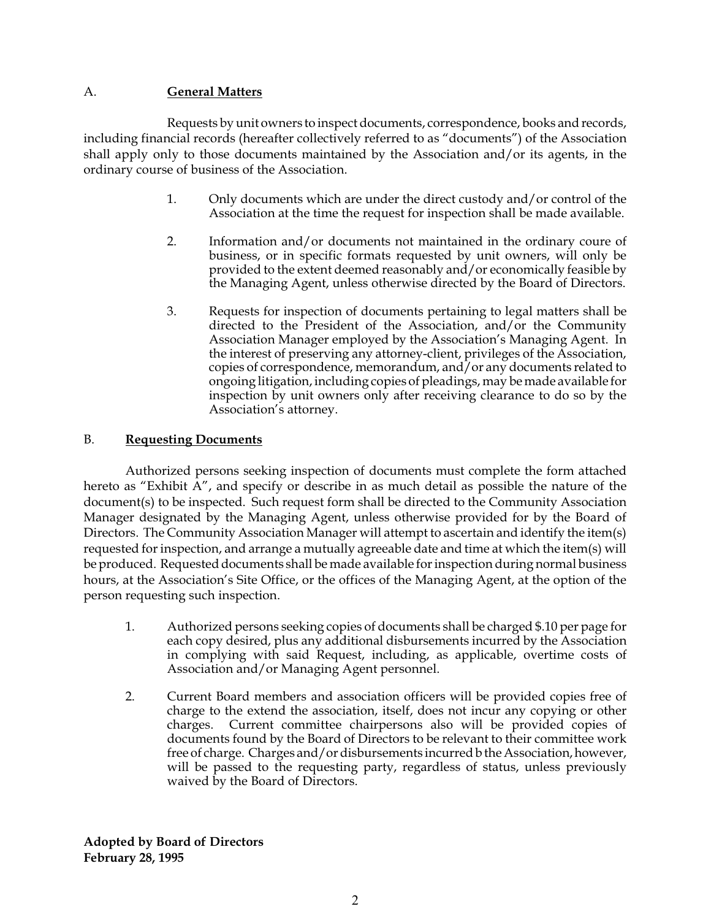## A. **General Matters**

Requests by unit owners to inspect documents, correspondence, books and records, including financial records (hereafter collectively referred to as "documents") of the Association shall apply only to those documents maintained by the Association and/or its agents, in the ordinary course of business of the Association.

1. Only documents which are under the direct custody and/or control of the Association at the time the request for inspection shall be made available.

2. Information and/or documents not maintained in the ordinary coure of business, or in specific formats requested by unit owners, will only be provided to the extent deemed reasonably and/or economically feasible by the Managing Agent, unless otherwise directed by the Board of Directors.

3. Requests for inspection of documents pertaining to legal matters shall be directed to the President of the Association, and/or the Community Association Manager employed by the Association's Managing Agent. In the interest of preserving any attorney-client, privileges of the Association, copies of correspondence, memorandum, and/or any documents related to ongoing litigation, including copies of pleadings, may be made available for inspection by unit owners only after receiving clearance to do so by the Association's attorney.

## B. **Requesting Documents**

Authorized persons seeking inspection of documents must complete the form attached hereto as "Exhibit A", and specify or describe in as much detail as possible the nature of the document(s) to be inspected. Such request form shall be directed to the Community Association Manager designated by the Managing Agent, unless otherwise provided for by the Board of Directors. The Community Association Manager will attempt to ascertain and identify the item(s) requested for inspection, and arrange a mutually agreeable date and time at which the item(s) will be produced. Requested documents shall be made available for inspection during normal business hours, at the Association's Site Office, or the offices of the Managing Agent, at the option of the person requesting such inspection.

1. Authorized persons seeking copies of documents shall be charged $.10 per page for each copy desired, plus any additional disbursements incurred by the Association in complying with said Request, including, as applicable, overtime costs of Association and/or Managing Agent personnel.

2. Current Board members and association officers will be provided copies free of charge to the extend the association, itself, does not incur any copying or other charges. Current committee chairpersons also will be provided copies of documents found by the Board of Directors to be relevant to their committee work free of charge. Charges and/or disbursements incurred b the Association, however, will be passed to the requesting party, regardless of status, unless previously waived by the Board of Directors.

**Adopted by Board of Directors**
**February 28, 1995**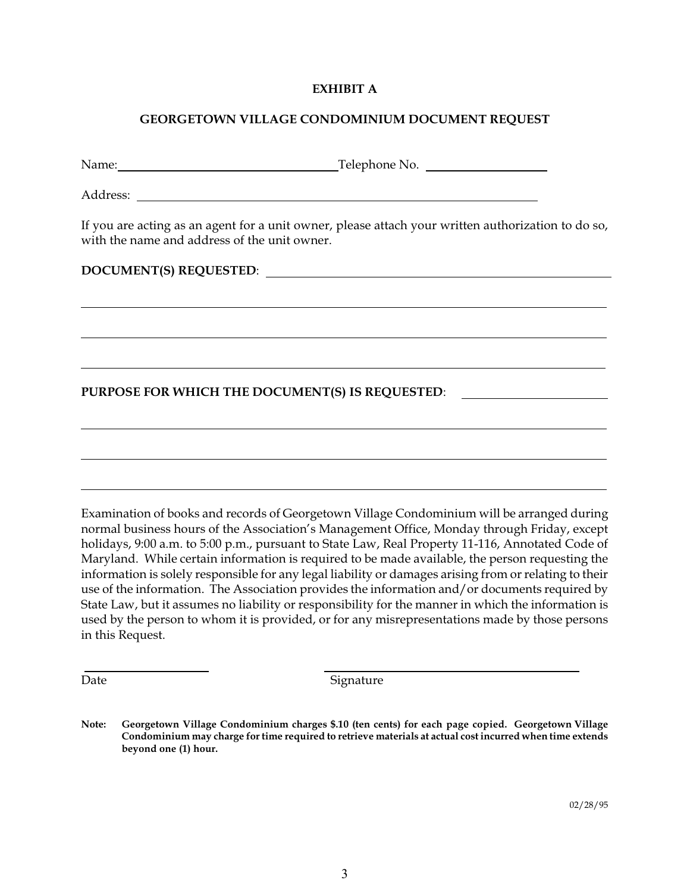**EXHIBIT A**

**GEORGETOWN VILLAGE CONDOMINIUM DOCUMENT REQUEST**

Name: ______________________________ Telephone No. ____________________

Address: ______________________________________________________________

If you are acting as an agent for a unit owner, please attach your written authorization to do so, with the name and address of the unit owner.

**DOCUMENT(S) REQUESTED**: ______________________________________________

______________________________________________________________________

______________________________________________________________________

______________________________________________________________________

**PURPOSE FOR WHICH THE DOCUMENT(S) IS REQUESTED**: ______________________

______________________________________________________________________

______________________________________________________________________

______________________________________________________________________

Examination of books and records of Georgetown Village Condominium will be arranged during normal business hours of the Association's Management Office, Monday through Friday, except holidays, 9:00 a.m. to 5:00 p.m., pursuant to State Law, Real Property 11-116, Annotated Code of Maryland. While certain information is required to be made available, the person requesting the information is solely responsible for any legal liability or damages arising from or relating to their use of the information. The Association provides the information and/or documents required by State Law, but it assumes no liability or responsibility for the manner in which the information is used by the person to whom it is provided, or for any misrepresentations made by those persons in this Request.

____________________ ______________________________

Date Signature

**Note: Georgetown Village Condominium charges $.10 (ten cents) for each page copied. Georgetown Village Condominium may charge for time required to retrieve materials at actual cost incurred when time extends beyond one (1) hour.**

02/28/95